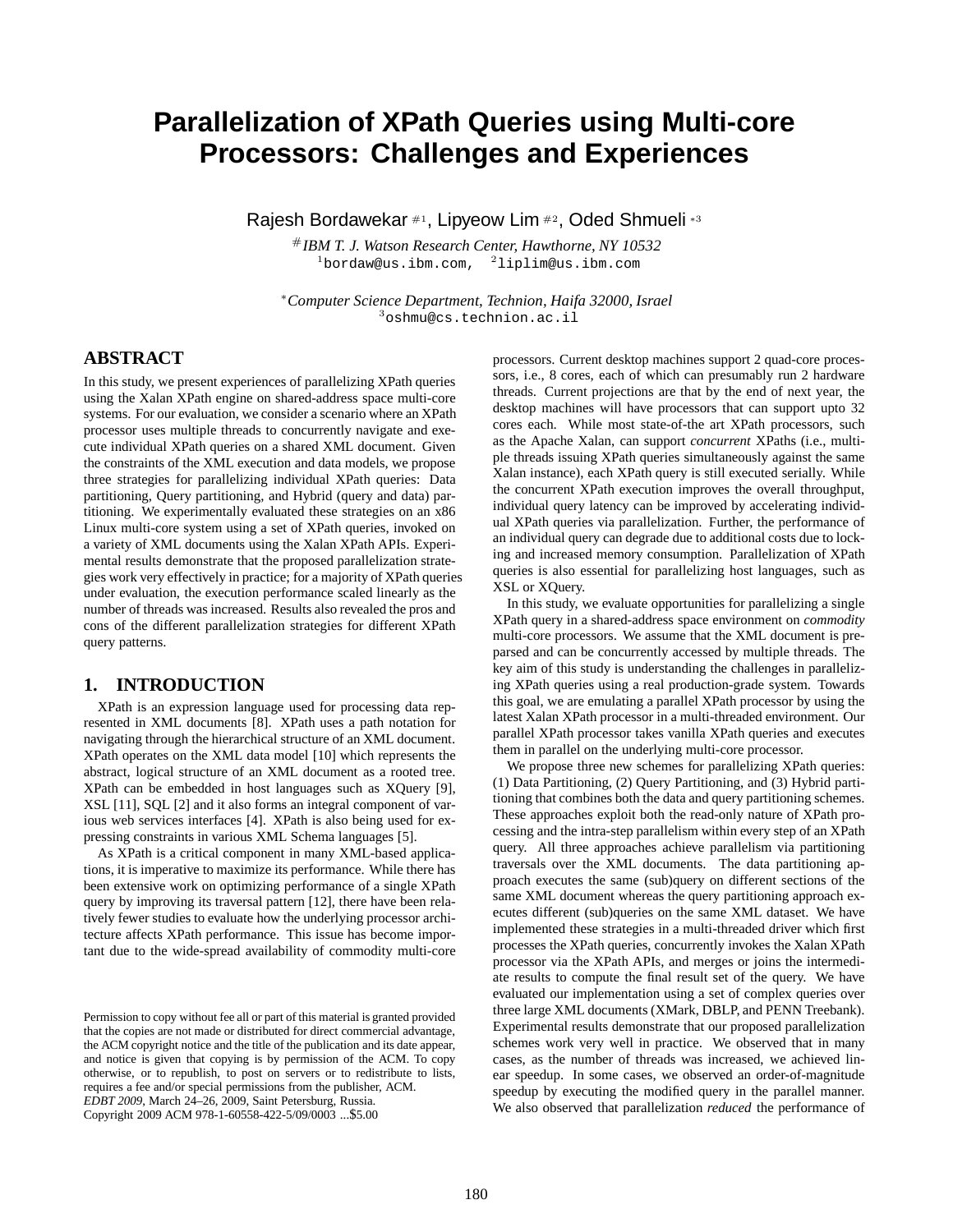# Parallelization of XPath Queries using Multi-core Processors: Challenges and Experiences

Rajesh Bordawekar [#1], Lipyeow Lim [#2], Oded Shmueli [*3]

[#] *IBM T. J. Watson Research Center, Hawthorne, NY 10532*
[1] bordaw@us.ibm.com, [2] liplim@us.ibm.com

[*] *Computer Science Department, Technion, Haifa 32000, Israel*
[3] oshmu@cs.technion.ac.il

## ABSTRACT

In this study, we present experiences of parallelizing XPath queries using the Xalan XPath engine on shared-address space multi-core systems. For our evaluation, we consider a scenario where an XPath processor uses multiple threads to concurrently navigate and execute individual XPath queries on a shared XML document. Given the constraints of the XML execution and data models, we propose three strategies for parallelizing individual XPath queries: Data partitioning, Query partitioning, and Hybrid (query and data) partitioning. We experimentally evaluated these strategies on an x86 Linux multi-core system using a set of XPath queries, invoked on a variety of XML documents using the Xalan XPath APIs. Experimental results demonstrate that the proposed parallelization strategies work very effectively in practice; for a majority of XPath queries under evaluation, the execution performance scaled linearly as the number of threads was increased. Results also revealed the pros and cons of the different parallelization strategies for different XPath query patterns.

## 1. INTRODUCTION

XPath is an expression language used for processing data represented in XML documents [8]. XPath uses a path notation for navigating through the hierarchical structure of an XML document. XPath operates on the XML data model [10] which represents the abstract, logical structure of an XML document as a rooted tree. XPath can be embedded in host languages such as XQuery [9], XSL [11], SQL [2] and it also forms an integral component of various web services interfaces [4]. XPath is also being used for expressing constraints in various XML Schema languages [5].

As XPath is a critical component in many XML-based applications, it is imperative to maximize its performance. While there has been extensive work on optimizing performance of a single XPath query by improving its traversal pattern [12], there have been relatively fewer studies to evaluate how the underlying processor architecture affects XPath performance. This issue has become important due to the wide-spread availability of commodity multi-core processors. Current desktop machines support 2 quad-core processors, i.e., 8 cores, each of which can presumably run 2 hardware threads. Current projections are that by the end of next year, the desktop machines will have processors that can support upto 32 cores each. While most state-of-the art XPath processors, such as the Apache Xalan, can support *concurrent* XPaths (i.e., multiple threads issuing XPath queries simultaneously against the same Xalan instance), each XPath query is still executed serially. While the concurrent XPath execution improves the overall throughput, individual query latency can be improved by accelerating individual XPath queries via parallelization. Further, the performance of an individual query can degrade due to additional costs due to locking and increased memory consumption. Parallelization of XPath queries is also essential for parallelizing host languages, such as XSL or XQuery.

In this study, we evaluate opportunities for parallelizing a single XPath query in a shared-address space environment on *commodity* multi-core processors. We assume that the XML document is prepared and can be concurrently accessed by multiple threads. The key aim of this study is understanding the challenges in parallelizing XPath queries using a real production-grade system. Towards this goal, we are emulating a parallel XPath processor by using the latest Xalan XPath processor in a multi-threaded environment. Our parallel XPath processor takes vanilla XPath queries and executes them in parallel on the underlying multi-core processor.

We propose three new schemes for parallelizing XPath queries: (1) Data Partitioning, (2) Query Partitioning, and (3) Hybrid partitioning that combines both the data and query partitioning schemes. These approaches exploit both the read-only nature of XPath processing and the intra-step parallelism within every step of an XPath query. All three approaches achieve parallelism via partitioning traversals over the XML documents. The data partitioning approach executes the same (sub)query on different sections of the same XML document whereas the query partitioning approach executes different (sub)queries on the same XML dataset. We have implemented these strategies in a multi-threaded driver which first processes the XPath queries, concurrently invokes the Xalan XPath processor via the XPath APIs, and merges or joins the intermediate results to compute the final result set of the query. We have evaluated our implementation using a set of complex queries over three large XML documents (XMark, DBLP, and PENN Treebank). Experimental results demonstrate that our proposed parallelization schemes work very well in practice. We observed that in many cases, as the number of threads was increased, we achieved linear speedup. In some cases, we observed an order-of-magnitude speedup by executing the modified query in the parallel manner. We also observed that parallelization *reduced* the performance of

Permission to copy without fee all or part of this material is granted provided that the copies are not made or distributed for direct commercial advantage, the ACM copyright notice and the title of the publication and its date appear, and notice is given that copying is by permission of the ACM. To copy otherwise, or to republish, to post on servers or to redistribute to lists, requires a fee and/or special permissions from the publisher, ACM.
*EDBT 2009*, March 24–26, 2009, Saint Petersburg, Russia.
Copyright 2009 ACM 978-1-60558-422-5/09/0003 ...$5.00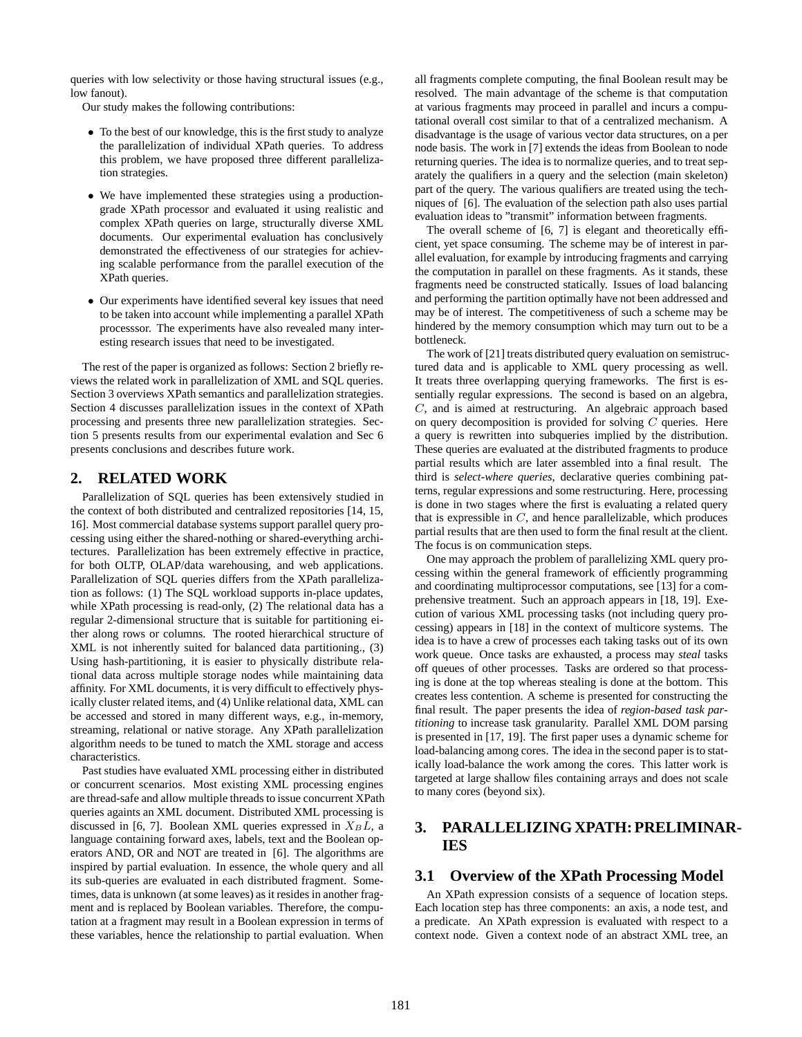queries with low selectivity or those having structural issues (e.g., low fanout).

Our study makes the following contributions:

- To the best of our knowledge, this is the first study to analyze the parallelization of individual XPath queries. To address this problem, we have proposed three different parallelization strategies.
- We have implemented these strategies using a production-grade XPath processor and evaluated it using realistic and complex XPath queries on large, structurally diverse XML documents. Our experimental evaluation has conclusively demonstrated the effectiveness of our strategies for achieving scalable performance from the parallel execution of the XPath queries.
- Our experiments have identified several key issues that need to be taken into account while implementing a parallel XPath processsor. The experiments have also revealed many interesting research issues that need to be investigated.

The rest of the paper is organized as follows: Section 2 briefly reviews the related work in parallelization of XML and SQL queries. Section 3 overviews XPath semantics and parallelization strategies. Section 4 discusses parallelization issues in the context of XPath processing and presents three new parallelization strategies. Section 5 presents results from our experimental evalation and Sec 6 presents conclusions and describes future work.

## 2. RELATED WORK

Parallelization of SQL queries has been extensively studied in the context of both distributed and centralized repositories [14, 15, 16]. Most commercial database systems support parallel query processing using either the shared-nothing or shared-everything architectures. Parallelization has been extremely effective in practice, for both OLTP, OLAP/data warehousing, and web applications. Parallelization of SQL queries differs from the XPath parallelization as follows: (1) The SQL workload supports in-place updates, while XPath processing is read-only, (2) The relational data has a regular 2-dimensional structure that is suitable for partitioning either along rows or columns. The rooted hierarchical structure of XML is not inherently suited for balanced data partitioning., (3) Using hash-partitioning, it is easier to physically distribute relational data across multiple storage nodes while maintaining data affinity. For XML documents, it is very difficult to effectively physically cluster related items, and (4) Unlike relational data, XML can be accessed and stored in many different ways, e.g., in-memory, streaming, relational or native storage. Any XPath parallelization algorithm needs to be tuned to match the XML storage and access characteristics.

Past studies have evaluated XML processing either in distributed or concurrent scenarios. Most existing XML processing engines are thread-safe and allow multiple threads to issue concurrent XPath queries againts an XML document. Distributed XML processing is discussed in [6, 7]. Boolean XML queries expressed in $X_BL$, a language containing forward axes, labels, text and the Boolean operators AND, OR and NOT are treated in [6]. The algorithms are inspired by partial evaluation. In essence, the whole query and all its sub-queries are evaluated in each distributed fragment. Sometimes, data is unknown (at some leaves) as it resides in another fragment and is replaced by Boolean variables. Therefore, the computation at a fragment may result in a Boolean expression in terms of these variables, hence the relationship to partial evaluation. When all fragments complete computing, the final Boolean result may be resolved. The main advantage of the scheme is that computation at various fragments may proceed in parallel and incurs a computational overall cost similar to that of a centralized mechanism. A disadvantage is the usage of various vector data structures, on a per node basis. The work in [7] extends the ideas from Boolean to node returning queries. The idea is to normalize queries, and to treat separately the qualifiers in a query and the selection (main skeleton) part of the query. The various qualifiers are treated using the techniques of [6]. The evaluation of the selection path also uses partial evaluation ideas to "transmit" information between fragments.

The overall scheme of [6, 7] is elegant and theoretically efficient, yet space consuming. The scheme may be of interest in parallel evaluation, for example by introducing fragments and carrying the computation in parallel on these fragments. As it stands, these fragments need be constructed statically. Issues of load balancing and performing the partition optimally have not been addressed and may be of interest. The competitiveness of such a scheme may be hindered by the memory consumption which may turn out to be a bottleneck.

The work of [21] treats distributed query evaluation on semistructured data and is applicable to XML query processing as well. It treats three overlapping querying frameworks. The first is essentially regular expressions. The second is based on an algebra, $C$, and is aimed at restructuring. An algebraic approach based on query decomposition is provided for solving $C$ queries. Here a query is rewritten into subqueries implied by the distribution. These queries are evaluated at the distributed fragments to produce partial results which are later assembled into a final result. The third is *select-where queries*, declarative queries combining patterns, regular expressions and some restructuring. Here, processing is done in two stages where the first is evaluating a related query that is expressible in $C$, and hence parallelizable, which produces partial results that are then used to form the final result at the client. The focus is on communication steps.

One may approach the problem of parallelizing XML query processing within the general framework of efficiently programming and coordinating multiprocessor computations, see [13] for a comprehensive treatment. Such an approach appears in [18, 19]. Execution of various XML processing tasks (not including query processing) appears in [18] in the context of multicore systems. The idea is to have a crew of processes each taking tasks out of its own work queue. Once tasks are exhausted, a process may *steal* tasks off queues of other processes. Tasks are ordered so that processing is done at the top whereas stealing is done at the bottom. This creates less contention. A scheme is presented for constructing the final result. The paper presents the idea of *region-based task partitioning* to increase task granularity. Parallel XML DOM parsing is presented in [17, 19]. The first paper uses a dynamic scheme for load-balancing among cores. The idea in the second paper is to statically load-balance the work among the cores. This latter work is targeted at large shallow files containing arrays and does not scale to many cores (beyond six).

## 3. PARALLELIZING XPATH: PRELIMINARIES

### 3.1 Overview of the XPath Processing Model

An XPath expression consists of a sequence of location steps. Each location step has three components: an axis, a node test, and a predicate. An XPath expression is evaluated with respect to a context node. Given a context node of an abstract XML tree, an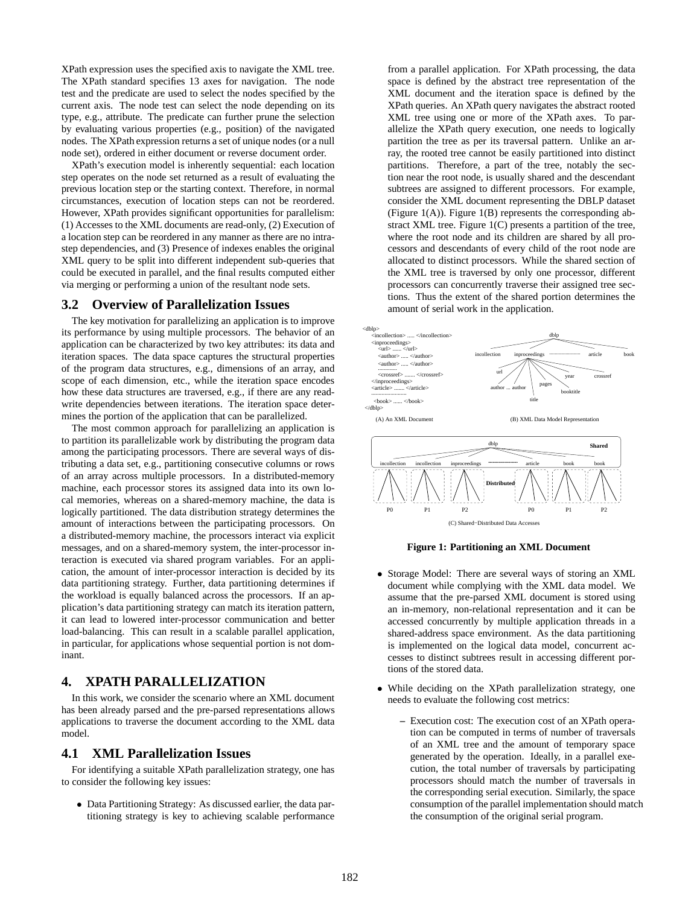XPath expression uses the specified axis to navigate the XML tree. The XPath standard specifies 13 axes for navigation. The node test and the predicate are used to select the nodes specified by the current axis. The node test can select the node depending on its type, e.g., attribute. The predicate can further prune the selection by evaluating various properties (e.g., position) of the navigated nodes. The XPath expression returns a set of unique nodes (or a null node set), ordered in either document or reverse document order.

XPath's execution model is inherently sequential: each location step operates on the node set returned as a result of evaluating the previous location step or the starting context. Therefore, in normal circumstances, execution of location steps can not be reordered. However, XPath provides significant opportunities for parallelism: (1) Accesses to the XML documents are read-only, (2) Execution of a location step can be reordered in any manner as there are no intra-step dependencies, and (3) Presence of indexes enables the original XML query to be split into different independent sub-queries that could be executed in parallel, and the final results computed either via merging or performing a union of the resultant node sets.

## 3.2 Overview of Parallelization Issues

The key motivation for parallelizing an application is to improve its performance by using multiple processors. The behavior of an application can be characterized by two key attributes: its data and iteration spaces. The data space captures the structural properties of the program data structures, e.g., dimensions of an array, and scope of each dimension, etc., while the iteration space encodes how these data structures are traversed, e.g., if there are any read-write dependencies between iterations. The iteration space determines the portion of the application that can be parallelized.

The most common approach for parallelizing an application is to partition its parallelizable work by distributing the program data among the participating processors. There are several ways of distributing a data set, e.g., partitioning consecutive columns or rows of an array across multiple processors. In a distributed-memory machine, each processor stores its assigned data into its own local memories, whereas on a shared-memory machine, the data is logically partitioned. The data distribution strategy determines the amount of interactions between the participating processors. On a distributed-memory machine, the processors interact via explicit messages, and on a shared-memory system, the inter-processor interaction is executed via shared program variables. For an application, the amount of inter-processor interaction is decided by its data partitioning strategy. Further, data partitioning determines if the workload is equally balanced across the processors. If an application's data partitioning strategy can match its iteration pattern, it can lead to lowered inter-processor communication and better load-balancing. This can result in a scalable parallel application, in particular, for applications whose sequential portion is not dominant.

# 4. XPATH PARALLELIZATION

In this work, we consider the scenario where an XML document has been already parsed and the pre-parsed representations allows applications to traverse the document according to the XML data model.

## 4.1 XML Parallelization Issues

For identifying a suitable XPath parallelization strategy, one has to consider the following key issues:

- Data Partitioning Strategy: As discussed earlier, the data partitioning strategy is key to achieving scalable performance from a parallel application. For XPath processing, the data space is defined by the abstract tree representation of the XML document and the iteration space is defined by the XPath queries. An XPath query navigates the abstract rooted XML tree using one or more of the XPath axes. To parallelize the XPath query execution, one needs to logically partition the tree as per its traversal pattern. Unlike an array, the rooted tree cannot be easily partitioned into distinct partitions. Therefore, a part of the tree, notably the section near the root node, is usually shared and the descendant subtrees are assigned to different processors. For example, consider the XML document representing the DBLP dataset (Figure 1(A)). Figure 1(B) represents the corresponding abstract XML tree. Figure 1(C) presents a partition of the tree, where the root node and its children are shared by all processors and descendants of every child of the root node are allocated to distinct processors. While the shared section of the XML tree is traversed by only one processor, different processors can concurrently traverse their assigned tree sections. Thus the extent of the shared portion determines the amount of serial work in the application.

```
<dblp>
   <incollection> ..... </incollection>
   <inproceedings>
      <url> ...... </url>
      <author> ..... </author>
      <author> ..... </author>
      ............
      <crossref> ....... </crossref>
   </inproceedings>
   <article> ....... </article>
   .......................
   <book> ...... </book>
</dblp>
```

(A) An XML Document

(B) XML Data Model Representation

(C) Shared−Distributed Data Accesses

**Figure 1: Partitioning an XML Document**

- Storage Model: There are several ways of storing an XML document while complying with the XML data model. We assume that the pre-parsed XML document is stored using an in-memory, non-relational representation and it can be accessed concurrently by multiple application threads in a shared-address space environment. As the data partitioning is implemented on the logical data model, concurrent accesses to distinct subtrees result in accessing different portions of the stored data.
- While deciding on the XPath parallelization strategy, one needs to evaluate the following cost metrics:
  - Execution cost: The execution cost of an XPath operation can be computed in terms of number of traversals of an XML tree and the amount of temporary space generated by the operation. Ideally, in a parallel execution, the total number of traversals by participating processors should match the number of traversals in the corresponding serial execution. Similarly, the space consumption of the parallel implementation should match the consumption of the original serial program.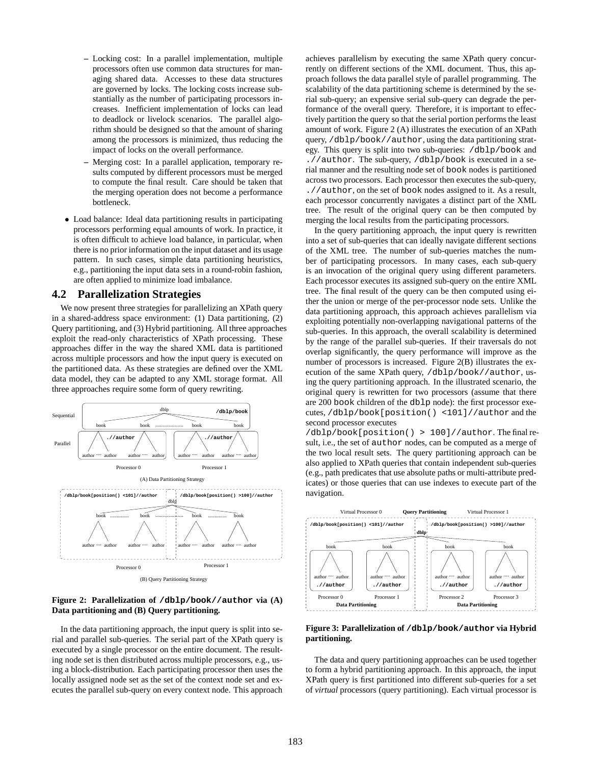- Locking cost: In a parallel implementation, multiple processors often use common data structures for managing shared data. Accesses to these data structures are governed by locks. The locking costs increase substantially as the number of participating processors increases. Inefficient implementation of locks can lead to deadlock or livelock scenarios. The parallel algorithm should be designed so that the amount of sharing among the processors is minimized, thus reducing the impact of locks on the overall performance.
- Merging cost: In a parallel application, temporary results computed by different processors must be merged to compute the final result. Care should be taken that the merging operation does not become a performance bottleneck.

- Load balance: Ideal data partitioning results in participating processors performing equal amounts of work. In practice, it is often difficult to achieve load balance, in particular, when there is no prior information on the input dataset and its usage pattern. In such cases, simple data partitioning heuristics, e.g., partitioning the input data sets in a round-robin fashion, are often applied to minimize load imbalance.

## 4.2 Parallelization Strategies

We now present three strategies for parallelizing an XPath query in a shared-address space environment: (1) Data partitioning, (2) Query partitioning, and (3) Hybrid partitioning. All three approaches exploit the read-only characteristics of XPath processing. These approaches differ in the way the shared XML data is partitioned across multiple processors and how the input query is executed on the partitioned data. As these strategies are defined over the XML data model, they can be adapted to any XML storage format. All three approaches require some form of query rewriting.

Sequential
dblp
/dblp/book
book book book book
Parallel
.//author .//author
author author author author author author author author
Processor 0 Processor 1
(A) Data Partitioning Strategy
/dblp/book[position() <101]//author /dblp/book[position() >100]//author
dblp
book book book book
author author author author author author author author
Processor 0 Processor 1
(B) Query Partitioning Strategy

**Figure 2: Parallelization of `/dblp/book//author` via (A) Data partitioning and (B) Query partitioning.**

In the data partitioning approach, the input query is split into serial and parallel sub-queries. The serial part of the XPath query is executed by a single processor on the entire document. The resulting node set is then distributed across multiple processors, e.g., using a block-distribution. Each participating processor then uses the locally assigned node set as the set of the context node set and executes the parallel sub-query on every context node. This approach achieves parallelism by executing the same XPath query concurrently on different sections of the XML document. Thus, this approach follows the data parallel style of parallel programming. The scalability of the data partitioning scheme is determined by the serial sub-query; an expensive serial sub-query can degrade the performance of the overall query. Therefore, it is important to effectively partition the query so that the serial portion performs the least amount of work. Figure 2 (A) illustrates the execution of an XPath query, `/dblp/book//author`, using the data partitioning strategy. This query is split into two sub-queries: `/dblp/book` and `.//author`. The sub-query, `/dblp/book` is executed in a serial manner and the resulting node set of `book` nodes is partitioned across two processors. Each processor then executes the sub-query, `.//author`, on the set of `book` nodes assigned to it. As a result, each processor concurrently navigates a distinct part of the XML tree. The result of the original query can be then computed by merging the local results from the participating processors.

In the query partitioning approach, the input query is rewritten into a set of sub-queries that can ideally navigate different sections of the XML tree. The number of sub-queries matches the number of participating processors. In many cases, each sub-query is an invocation of the original query using different parameters. Each processor executes its assigned sub-query on the entire XML tree. The final result of the query can be then computed using either the union or merge of the per-processor node sets. Unlike the data partitioning approach, this approach achieves parallelism via exploiting potentially non-overlapping navigational patterns of the sub-queries. In this approach, the overall scalability is determined by the range of the parallel sub-queries. If their traversals do not overlap significantly, the query performance will improve as the number of processors is increased. Figure 2(B) illustrates the execution of the same XPath query, `/dblp/book//author`, using the query partitioning approach. In the illustrated scenario, the original query is rewritten for two processors (assume that there are 200 `book` children of the `dblp` node): the first processor executes, `/dblp/book[position() <101]//author` and the second processor executes `/dblp/book[position() > 100]//author`. The final result, i.e., the set of `author` nodes, can be computed as a merge of the two local result sets. The query partitioning approach can be also applied to XPath queries that contain independent sub-queries (e.g., path predicates that use absolute paths or multi-attribute predicates) or those queries that can use indexes to execute part of the navigation.

Virtual Processor 0 Query Partitioning Virtual Processor 1
/dblp/book[position() <101]//author /dblp/book[position() >100]//author
dblp
book book book book
author author author author author author author author
.//author .//author .//author .//author
Processor 0 Processor 1 Processor 2 Processor 3
Data Partitioning Data Partitioning

**Figure 3: Parallelization of `/dblp/book/author` via Hybrid partitioning.**

The data and query partitioning approaches can be used together to form a hybrid partitioning approach. In this approach, the input XPath query is first partitioned into different sub-queries for a set of *virtual* processors (query partitioning). Each virtual processor is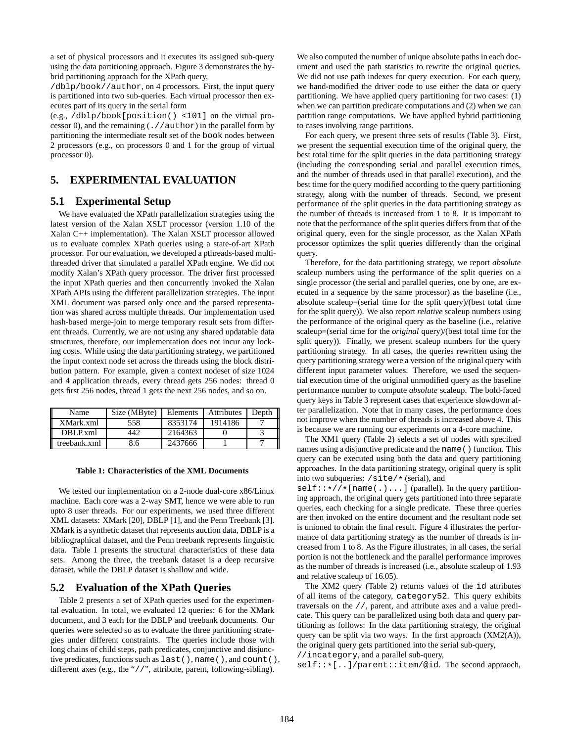a set of physical processors and it executes its assigned sub-query using the data partitioning approach. Figure 3 demonstrates the hybrid partitioning approach for the XPath query, `/dblp/book//author`, on 4 processors. First, the input query is partitioned into two sub-queries. Each virtual processor then executes part of its query in the serial form (e.g., `/dblp/book[position() <101]` on the virtual processor 0), and the remaining (`.//author`) in the parallel form by partitioning the intermediate result set of the `book` nodes between 2 processors (e.g., on processors 0 and 1 for the group of virtual processor 0).

## 5. EXPERIMENTAL EVALUATION

### 5.1 Experimental Setup

We have evaluated the XPath parallelization strategies using the latest version of the Xalan XSLT processor (version 1.10 of the Xalan C++ implementation). The Xalan XSLT processor allowed us to evaluate complex XPath queries using a state-of-art XPath processor. For our evaluation, we developed a pthreads-based multi-threaded driver that simulated a parallel XPath engine. We did not modify Xalan's XPath query processor. The driver first processed the input XPath queries and then concurrently invoked the Xalan XPath APIs using the different parallelization strategies. The input XML document was parsed only once and the parsed representation was shared across multiple threads. Our implementation used hash-based merge-join to merge temporary result sets from different threads. Currently, we are not using any shared updatable data structures, therefore, our implementation does not incur any locking costs. While using the data partitioning strategy, we partitioned the input context node set across the threads using the block distribution pattern. For example, given a context nodeset of size 1024 and 4 application threads, every thread gets 256 nodes: thread 0 gets first 256 nodes, thread 1 gets the next 256 nodes, and so on.

| Name | Size (MByte) | Elements | Attributes | Depth |
|---|---|---|---|---|
| XMark.xml | 558 | 8353174 | 1914186 | 7 |
| DBLP.xml | 442 | 2164363 | 0 | 3 |
| treebank.xml | 8.6 | 2437666 | 1 | 7 |

**Table 1: Characteristics of the XML Documents**

We tested our implementation on a 2-node dual-core x86/Linux machine. Each core was a 2-way SMT, hence we were able to run upto 8 user threads. For our experiments, we used three different XML datasets: XMark [20], DBLP [1], and the Penn Treebank [3]. XMark is a synthetic dataset that represents auction data, DBLP is a bibliographical dataset, and the Penn treebank represents linguistic data. Table 1 presents the structural characteristics of these data sets. Among the three, the treebank dataset is a deep recursive dataset, while the DBLP dataset is shallow and wide.

### 5.2 Evaluation of the XPath Queries

Table 2 presents a set of XPath queries used for the experimental evaluation. In total, we evaluated 12 queries: 6 for the XMark document, and 3 each for the DBLP and treebank documents. Our queries were selected so as to evaluate the three partitioning strategies under different constraints. The queries include those with long chains of child steps, path predicates, conjunctive and disjunctive predicates, functions such as `last()`, `name()`, and `count()`, different axes (e.g., the "`//`", attribute, parent, following-sibling).

We also computed the number of unique absolute paths in each document and used the path statistics to rewrite the original queries. We did not use path indexes for query execution. For each query, we hand-modified the driver code to use either the data or query partitioning. We have applied query partitioning for two cases: (1) when we can partition predicate computations and (2) when we can partition range computations. We have applied hybrid partitioning to cases involving range partitions.

For each query, we present three sets of results (Table 3). First, we present the sequential execution time of the original query, the best total time for the split queries in the data partitioning strategy (including the corresponding serial and parallel execution times, and the number of threads used in that parallel execution), and the best time for the query modified according to the query partitioning strategy, along with the number of threads. Second, we present performance of the split queries in the data partitioning strategy as the number of threads is increased from 1 to 8. It is important to note that the performance of the split queries differs from that of the original query, even for the single processor, as the Xalan XPath processor optimizes the split queries differently than the original query.

Therefore, for the data partitioning strategy, we report *absolute* scaleup numbers using the performance of the split queries on a single processor (the serial and parallel queries, one by one, are executed in a sequence by the same processor) as the baseline (i.e., absolute scaleup=(serial time for the split query)/(best total time for the split query)). We also report *relative* scaleup numbers using the performance of the original query as the baseline (i.e., relative scaleup=(serial time for the *original* query)/(best total time for the split query)). Finally, we present scaleup numbers for the query partitioning strategy. In all cases, the queries rewritten using the query partitioning strategy were a version of the original query with different input parameter values. Therefore, we used the sequential execution time of the original unmodified query as the baseline performance number to compute *absolute* scaleup. The bold-faced query keys in Table 3 represent cases that experience slowdown after parallelization. Note that in many cases, the performance does not improve when the number of threads is increased above 4. This is because we are running our experiments on a 4-core machine.

The XM1 query (Table 2) selects a set of nodes with specified names using a disjunctive predicate and the `name()` function. This query can be executed using both the data and query partitioning approaches. In the data partitioning strategy, original query is split into two subqueries: `/site/*` (serial), and `self::*//*[name(.)...]` (parallel). In the query partitioning approach, the original query gets partitioned into three separate queries, each checking for a single predicate. These three queries are then invoked on the entire document and the resultant node set is unioned to obtain the final result. Figure 4 illustrates the performance of data partitioning strategy as the number of threads is increased from 1 to 8. As the Figure illustrates, in all cases, the serial portion is not the bottleneck and the parallel performance improves as the number of threads is increased (i.e., absolute scaleup of 1.93 and relative scaleup of 16.05).

The XM2 query (Table 2) returns values of the `id` attributes of all items of the category, `category52`. This query exhibits traversals on the `//`, parent, and attribute axes and a value predicate. This query can be parallelized using both data and query partitioning as follows: In the data partitioning strategy, the original query can be split via two ways. In the first approach (XM2(A)), the original query gets partitioned into the serial sub-query, `//incategory`, and a parallel sub-query, `self::*[..]/parent::item/@id`. The second appraoch,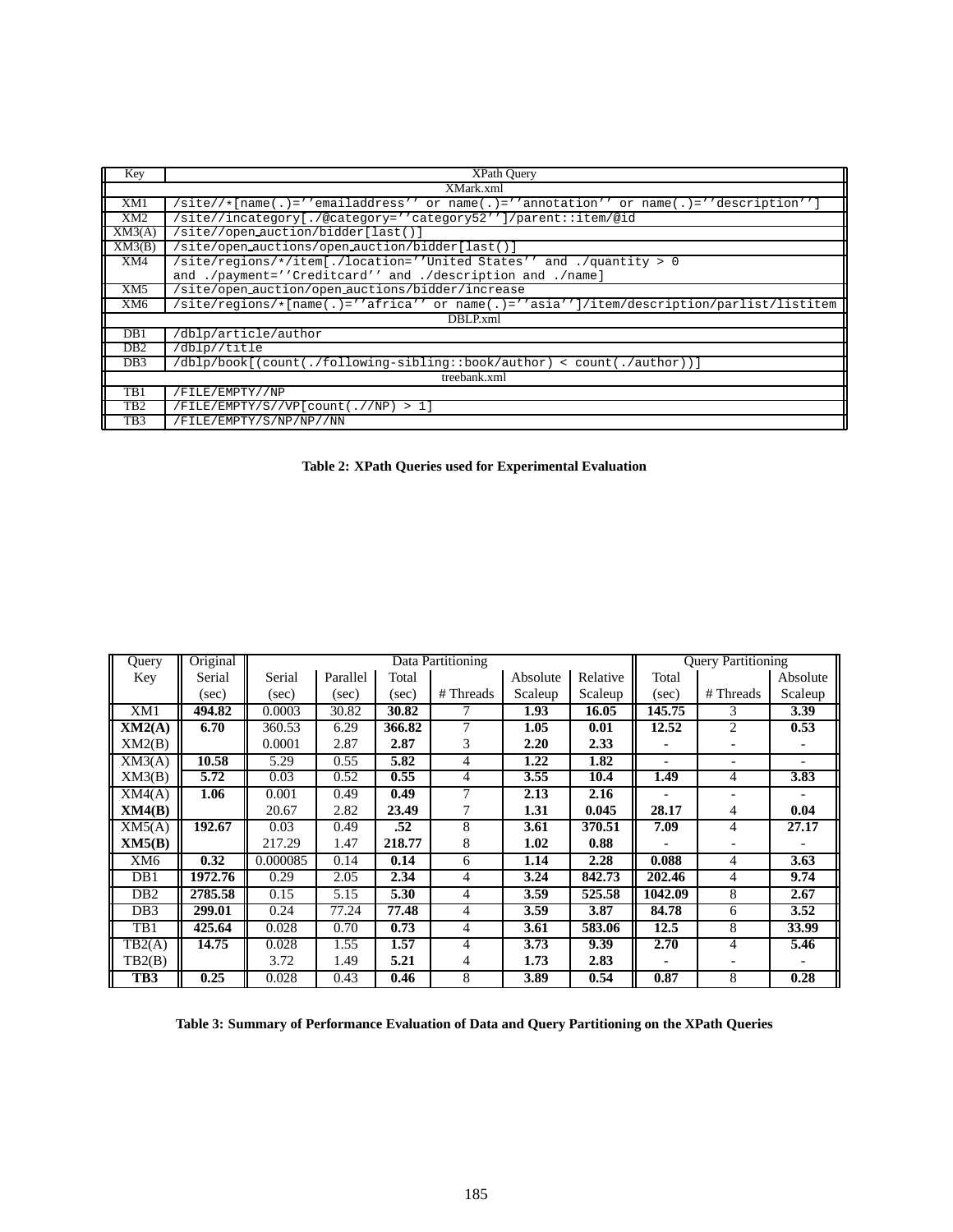| Key | XPath Query |
|---|---|
| XMark.xml | |
| XM1 | `/site//*[name(.)=''emailaddress'' or name(.)=''annotation'' or name(.)=''description'']` |
| XM2 | `/site//incategory[./@category=''category52'']/parent::item/@id` |
| XM3(A) | `/site//open_auction/bidder[last()]` |
| XM3(B) | `/site/open_auctions/open_auction/bidder[last()]` |
| XM4 | `/site/regions/*/item[./location=''United States'' and ./quantity > 0 and ./payment=''Creditcard'' and ./description and ./name]` |
| XM5 | `/site/open_auction/open_auctions/bidder/increase` |
| XM6 | `/site/regions/*[name(.)=''africa'' or name(.)=''asia'']/item/description/parlist/listitem` |
| DBLP.xml | |
| DB1 | `/dblp/article/author` |
| DB2 | `/dblp//title` |
| DB3 | `/dblp/book[(count(./following-sibling::book/author) < count(./author))]` |
| treebank.xml | |
| TB1 | `/FILE/EMPTY//NP` |
| TB2 | `/FILE/EMPTY/S//VP[count(.//NP) > 1]` |
| TB3 | `/FILE/EMPTY/S/NP/NP//NN` |

**Table 2: XPath Queries used for Experimental Evaluation**

| Query Key | Original Serial (sec) | Data Partitioning Serial (sec) | Data Partitioning Parallel (sec) | Data Partitioning Total (sec) | Data Partitioning # Threads | Data Partitioning Absolute Scaleup | Data Partitioning Relative Scaleup | Query Partitioning Total (sec) | Query Partitioning # Threads | Query Partitioning Absolute Scaleup |
|---|---|---|---|---|---|---|---|---|---|---|
| XM1 | **494.82** | 0.0003 | 30.82 | **30.82** | 7 | **1.93** | **16.05** | **145.75** | 3 | **3.39** |
| **XM2(A)** | **6.70** | 360.53 | 6.29 | **366.82** | 7 | **1.05** | **0.01** | **12.52** | 2 | **0.53** |
| XM2(B) | | 0.0001 | 2.87 | **2.87** | 3 | **2.20** | **2.33** | - | - | - |
| XM3(A) | **10.58** | 5.29 | 0.55 | **5.82** | 4 | **1.22** | **1.82** | **-** | - | - |
| XM3(B) | **5.72** | 0.03 | 0.52 | **0.55** | 4 | **3.55** | **10.4** | **1.49** | 4 | **3.83** |
| XM4(A) | **1.06** | 0.001 | 0.49 | **0.49** | 7 | **2.13** | **2.16** | **-** | - | - |
| **XM4(B)** | | 20.67 | 2.82 | **23.49** | 7 | **1.31** | **0.045** | **28.17** | 4 | **0.04** |
| XM5(A) | **192.67** | 0.03 | 0.49 | **.52** | 8 | **3.61** | **370.51** | **7.09** | 4 | **27.17** |
| **XM5(B)** | | 217.29 | 1.47 | **218.77** | 8 | **1.02** | **0.88** | - | - | - |
| XM6 | **0.32** | 0.000085 | 0.14 | **0.14** | 6 | **1.14** | **2.28** | **0.088** | 4 | **3.63** |
| DB1 | **1972.76** | 0.29 | 2.05 | **2.34** | 4 | **3.24** | **842.73** | **202.46** | 4 | **9.74** |
| DB2 | **2785.58** | 0.15 | 5.15 | **5.30** | 4 | **3.59** | **525.58** | **1042.09** | 8 | **2.67** |
| DB3 | **299.01** | 0.24 | 77.24 | **77.48** | 4 | **3.59** | **3.87** | **84.78** | 6 | **3.52** |
| TB1 | **425.64** | 0.028 | 0.70 | **0.73** | 4 | **3.61** | **583.06** | **12.5** | 8 | **33.99** |
| TB2(A) | **14.75** | 0.028 | 1.55 | **1.57** | 4 | **3.73** | **9.39** | **2.70** | 4 | **5.46** |
| TB2(B) | | 3.72 | 1.49 | **5.21** | 4 | **1.73** | **2.83** | - | - | - |
| **TB3** | **0.25** | 0.028 | 0.43 | **0.46** | 8 | **3.89** | **0.54** | **0.87** | 8 | **0.28** |

**Table 3: Summary of Performance Evaluation of Data and Query Partitioning on the XPath Queries**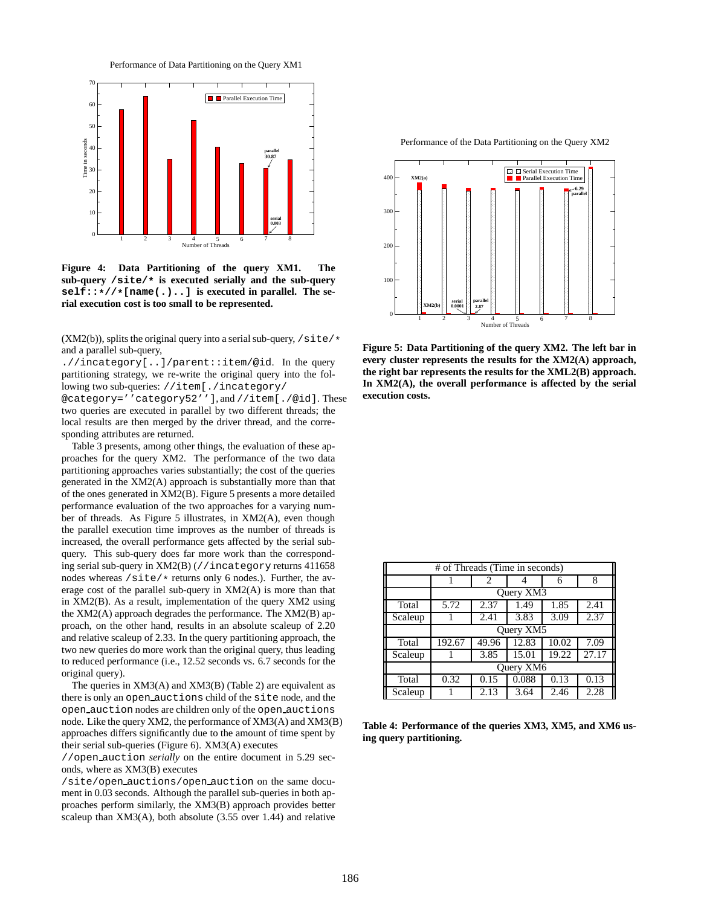Figure 4: Data Partitioning of the query XM1. The sub-query `/site/*` is executed serially and the sub-query `self::*//*[name(.)..]` is executed in parallel. The serial execution cost is too small to be represented.

(XM2(b)), splits the original query into a serial sub-query, `/site/*` and a parallel sub-query, `.//incategory[..]/parent::item/@id`. In the query partitioning strategy, we re-write the original query into the following two sub-queries: `//item[./incategory/@category=''category52'']`, and `//item[./@id]`. These two queries are executed in parallel by two different threads; the local results are then merged by the driver thread, and the corresponding attributes are returned.

Table 3 presents, among other things, the evaluation of these approaches for the query XM2. The performance of the two data partitioning approaches varies substantially; the cost of the queries generated in the XM2(A) approach is substantially more than that of the ones generated in XM2(B). Figure 5 presents a more detailed performance evaluation of the two approaches for a varying number of threads. As Figure 5 illustrates, in XM2(A), even though the parallel execution time improves as the number of threads is increased, the overall performance gets affected by the serial sub-query. This sub-query does far more work than the corresponding serial sub-query in XM2(B) (`//incategory` returns 411658 nodes whereas `/site/*` returns only 6 nodes.). Further, the average cost of the parallel sub-query in XM2(A) is more than that in XM2(B). As a result, implementation of the query XM2 using the XM2(A) approach degrades the performance. The XM2(B) approach, on the other hand, results in an absolute scaleup of 2.20 and relative scaleup of 2.33. In the query partitioning approach, the two new queries do more work than the original query, thus leading to reduced performance (i.e., 12.52 seconds vs. 6.7 seconds for the original query).

The queries in XM3(A) and XM3(B) (Table 2) are equivalent as there is only an `open_auctions` child of the `site` node, and the `open_auction` nodes are children only of the `open_auctions` node. Like the query XM2, the performance of XM3(A) and XM3(B) approaches differs significantly due to the amount of time spent by their serial sub-queries (Figure 6). XM3(A) executes `//open_auction` *serially* on the entire document in 5.29 seconds, where as XM3(B) executes `/site/open_auctions/open_auction` on the same document in 0.03 seconds. Although the parallel sub-queries in both approaches perform similarly, the XM3(B) approach provides better scaleup than XM3(A), both absolute (3.55 over 1.44) and relative

Figure 5: Data Partitioning of the query XM2. The left bar in every cluster represents the results for the XM2(A) approach, the right bar represents the results for the XML2(B) approach. In XM2(A), the overall performance is affected by the serial execution costs.

| # of Threads (Time in seconds) | | | | | |
|---|---|---|---|---|---|
| | 1 | 2 | 4 | 6 | 8 |
| | Query XM3 | | | | |
| Total | 5.72 | 2.37 | 1.49 | 1.85 | 2.41 |
| Scaleup | 1 | 2.41 | 3.83 | 3.09 | 2.37 |
| | Query XM5 | | | | |
| Total | 192.67 | 49.96 | 12.83 | 10.02 | 7.09 |
| Scaleup | 1 | 3.85 | 15.01 | 19.22 | 27.17 |
| | Query XM6 | | | | |
| Total | 0.32 | 0.15 | 0.088 | 0.13 | 0.13 |
| Scaleup | 1 | 2.13 | 3.64 | 2.46 | 2.28 |

Table 4: Performance of the queries XM3, XM5, and XM6 using query partitioning.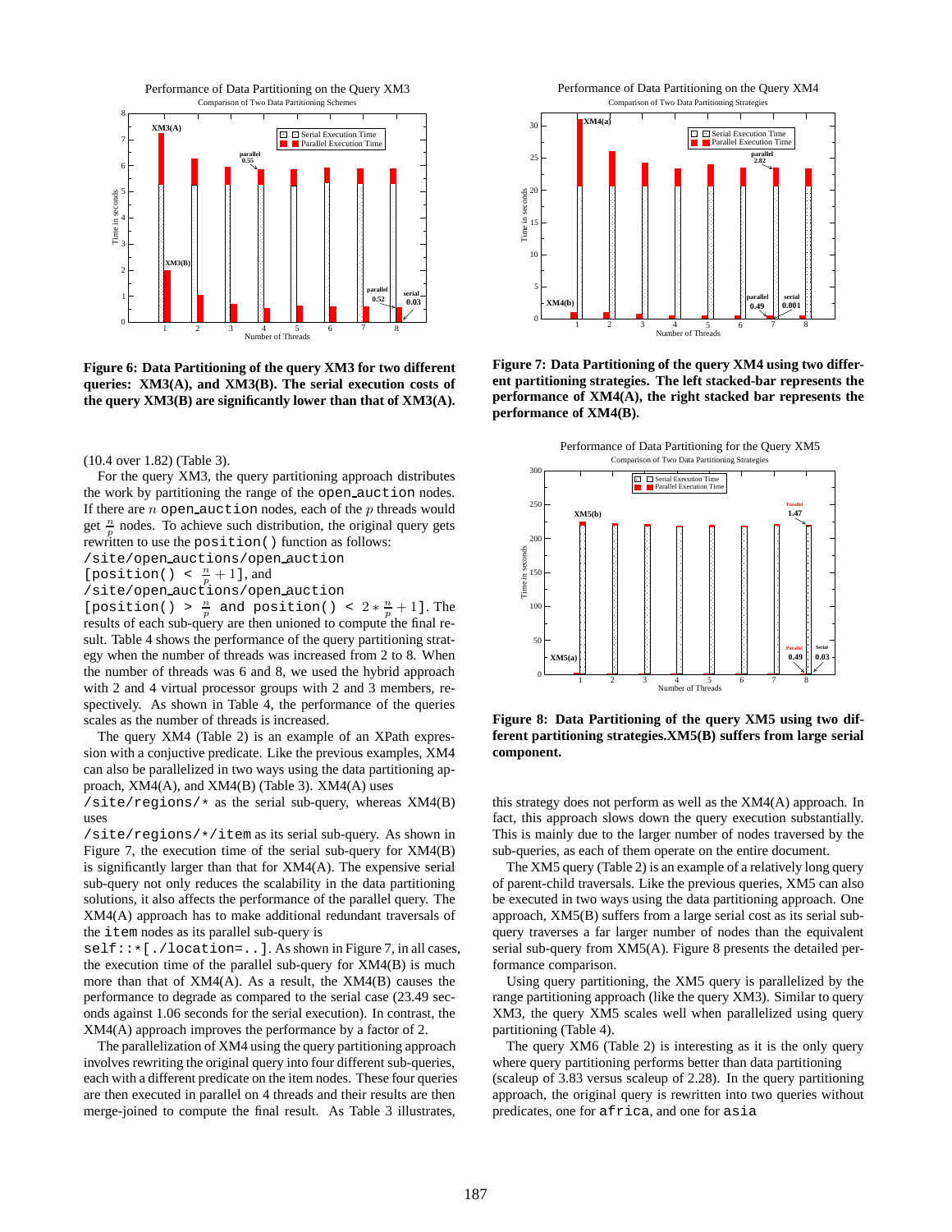Figure 6: Data Partitioning of the query XM3 for two different queries: XM3(A), and XM3(B). The serial execution costs of the query XM3(B) are significantly lower than that of XM3(A).

Figure 7: Data Partitioning of the query XM4 using two different partitioning strategies. The left stacked-bar represents the performance of XM4(A), the right stacked bar represents the performance of XM4(B).

Figure 8: Data Partitioning of the query XM5 using two different partitioning strategies.XM5(B) suffers from large serial component.

(10.4 over 1.82) (Table 3).

For the query XM3, the query partitioning approach distributes the work by partitioning the range of the `open_auction` nodes. If there are $n$ `open_auction` nodes, each of the $p$ threads would get $\frac{n}{p}$ nodes. To achieve such distribution, the original query gets rewritten to use the `position()` function as follows:
`/site/open_auctions/open_auction` `[position() <` $\frac{n}{p}+1$`]`, and
`/site/open_auctions/open_auction` `[position() >` $\frac{n}{p}$ `and position() <` $2*\frac{n}{p}+1$`]`. The results of each sub-query are then unioned to compute the final result. Table 4 shows the performance of the query partitioning strategy when the number of threads was increased from 2 to 8. When the number of threads was 6 and 8, we used the hybrid approach with 2 and 4 virtual processor groups with 2 and 3 members, respectively. As shown in Table 4, the performance of the queries scales as the number of threads is increased.

The query XM4 (Table 2) is an example of an XPath expression with a conjuctive predicate. Like the previous examples, XM4 can also be parallelized in two ways using the data partitioning approach, XM4(A), and XM4(B) (Table 3). XM4(A) uses `/site/regions/*` as the serial sub-query, whereas XM4(B) uses `/site/regions/*/item` as its serial sub-query. As shown in Figure 7, the execution time of the serial sub-query for XM4(B) is significantly larger than that for XM4(A). The expensive serial sub-query not only reduces the scalability in the data partitioning solutions, it also affects the performance of the parallel query. The XM4(A) approach has to make additional redundant traversals of the `item` nodes as its parallel sub-query is `self::*[./location=..]`. As shown in Figure 7, in all cases, the execution time of the parallel sub-query for XM4(B) is much more than that of XM4(A). As a result, the XM4(B) causes the performance to degrade as compared to the serial case (23.49 seconds against 1.06 seconds for the serial execution). In contrast, the XM4(A) approach improves the performance by a factor of 2.

The parallelization of XM4 using the query partitioning approach involves rewriting the original query into four different sub-queries, each with a different predicate on the item nodes. These four queries are then executed in parallel on 4 threads and their results are then merge-joined to compute the final result. As Table 3 illustrates, this strategy does not perform as well as the XM4(A) approach. In fact, this approach slows down the query execution substantially. This is mainly due to the larger number of nodes traversed by the sub-queries, as each of them operate on the entire document.

The XM5 query (Table 2) is an example of a relatively long query of parent-child traversals. Like the previous queries, XM5 can also be executed in two ways using the data partitioning approach. One approach, XM5(B) suffers from a large serial cost as its serial sub-query traverses a far larger number of nodes than the equivalent serial sub-query from XM5(A). Figure 8 presents the detailed performance comparison.

Using query partitioning, the XM5 query is parallelized by the range partitioning approach (like the query XM3). Similar to query XM3, the query XM5 scales well when parallelized using query partitioning (Table 4).

The query XM6 (Table 2) is interesting as it is the only query where query partitioning performs better than data partitioning (scaleup of 3.83 versus scaleup of 2.28). In the query partitioning approach, the original query is rewritten into two queries without predicates, one for `africa`, and one for `asia`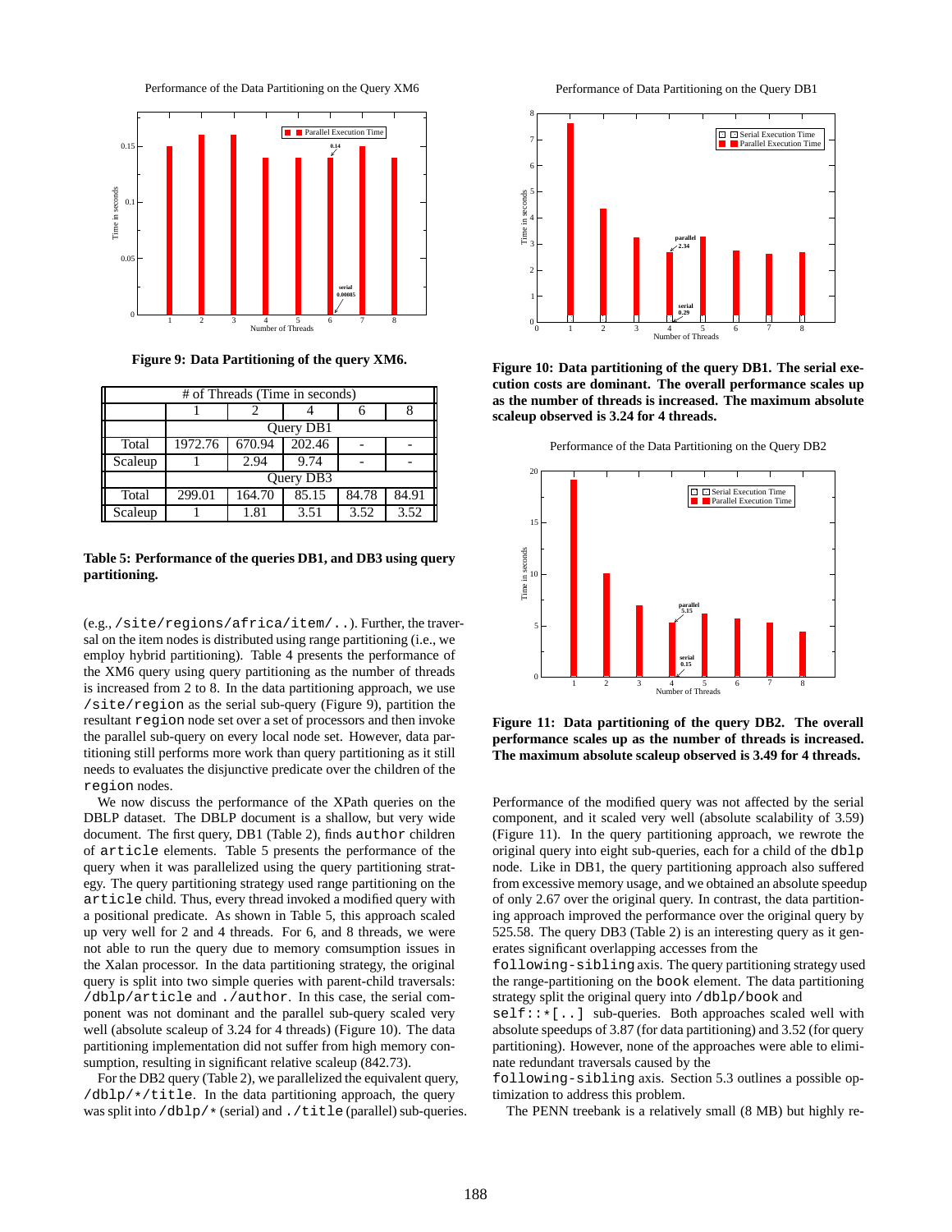Figure 9: **Data Partitioning of the query XM6.**

| # of Threads (Time in seconds) | | | | | |
|---|---|---|---|---|---|
| | 1 | 2 | 4 | 6 | 8 |
| | Query DB1 | | | | |
| Total | 1972.76 | 670.94 | 202.46 | - | - |
| Scaleup | 1 | 2.94 | 9.74 | - | - |
| | Query DB3 | | | | |
| Total | 299.01 | 164.70 | 85.15 | 84.78 | 84.91 |
| Scaleup | 1 | 1.81 | 3.51 | 3.52 | 3.52 |

**Table 5: Performance of the queries DB1, and DB3 using query partitioning.**

(e.g., `/site/regions/africa/item/..`). Further, the traversal on the item nodes is distributed using range partitioning (i.e., we employ hybrid partitioning). Table 4 presents the performance of the XM6 query using query partitioning as the number of threads is increased from 2 to 8. In the data partitioning approach, we use `/site/region` as the serial sub-query (Figure 9), partition the resultant `region` node set over a set of processors and then invoke the parallel sub-query on every local node set. However, data partitioning still performs more work than query partitioning as it still needs to evaluates the disjunctive predicate over the children of the `region` nodes.

We now discuss the performance of the XPath queries on the DBLP dataset. The DBLP document is a shallow, but very wide document. The first query, DB1 (Table 2), finds `author` children of `article` elements. Table 5 presents the performance of the query when it was parallelized using the query partitioning strategy. The query partitioning strategy used range partitioning on the `article` child. Thus, every thread invoked a modified query with a positional predicate. As shown in Table 5, this approach scaled up very well for 2 and 4 threads. For 6, and 8 threads, we were not able to run the query due to memory comsumption issues in the Xalan processor. In the data partitioning strategy, the original query is split into two simple queries with parent-child traversals: `/dblp/article` and `./author`. In this case, the serial component was not dominant and the parallel sub-query scaled very well (absolute scaleup of 3.24 for 4 threads) (Figure 10). The data partitioning implementation did not suffer from high memory consumption, resulting in significant relative scaleup (842.73).

For the DB2 query (Table 2), we parallelized the equivalent query, `/dblp/*/title`. In the data partitioning approach, the query was split into `/dblp/*` (serial) and `./title` (parallel) sub-queries.

**Figure 10: Data partitioning of the query DB1. The serial execution costs are dominant. The overall performance scales up as the number of threads is increased. The maximum absolute scaleup observed is 3.24 for 4 threads.**

**Figure 11: Data partitioning of the query DB2. The overall performance scales up as the number of threads is increased. The maximum absolute scaleup observed is 3.49 for 4 threads.**

Performance of the modified query was not affected by the serial component, and it scaled very well (absolute scalability of 3.59) (Figure 11). In the query partitioning approach, we rewrote the original query into eight sub-queries, each for a child of the `dblp` node. Like in DB1, the query partitioning approach also suffered from excessive memory usage, and we obtained an absolute speedup of only 2.67 over the original query. In contrast, the data partitioning approach improved the performance over the original query by 525.58. The query DB3 (Table 2) is an interesting query as it generates significant overlapping accesses from the `following-sibling` axis. The query partitioning strategy used the range-partitioning on the `book` element. The data partitioning strategy split the original query into `/dblp/book` and `self::*[..]` sub-queries. Both approaches scaled well with absolute speedups of 3.87 (for data partitioning) and 3.52 (for query partitioning). However, none of the approaches were able to eliminate redundant traversals caused by the `following-sibling` axis. Section 5.3 outlines a possible optimization to address this problem.

The PENN treebank is a relatively small (8 MB) but highly re-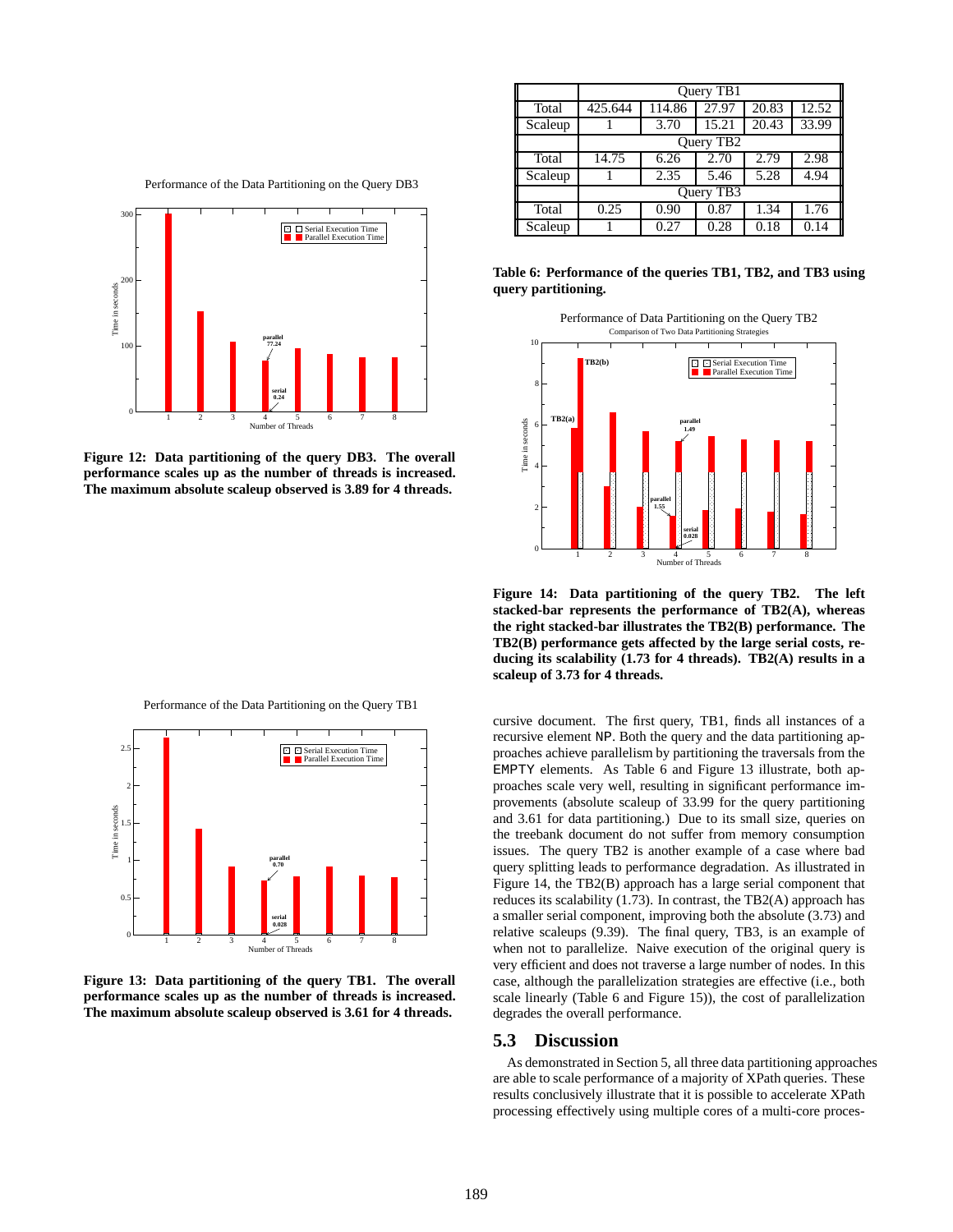Performance of the Data Partitioning on the Query DB3

**Figure 12: Data partitioning of the query DB3. The overall performance scales up as the number of threads is increased. The maximum absolute scaleup observed is 3.89 for 4 threads.**

Performance of the Data Partitioning on the Query TB1

**Figure 13: Data partitioning of the query TB1. The overall performance scales up as the number of threads is increased. The maximum absolute scaleup observed is 3.61 for 4 threads.**

| | Query TB1 | | | | |
|---|---|---|---|---|---|
| Total | 425.644 | 114.86 | 27.97 | 20.83 | 12.52 |
| Scaleup | 1 | 3.70 | 15.21 | 20.43 | 33.99 |
| | Query TB2 | | | | |
| Total | 14.75 | 6.26 | 2.70 | 2.79 | 2.98 |
| Scaleup | 1 | 2.35 | 5.46 | 5.28 | 4.94 |
| | Query TB3 | | | | |
| Total | 0.25 | 0.90 | 0.87 | 1.34 | 1.76 |
| Scaleup | 1 | 0.27 | 0.28 | 0.18 | 0.14 |

**Table 6: Performance of the queries TB1, TB2, and TB3 using query partitioning.**

Performance of Data Partitioning on the Query TB2

Comparison of Two Data Partitioning Strategies

**Figure 14: Data partitioning of the query TB2. The left stacked-bar represents the performance of TB2(A), whereas the right stacked-bar illustrates the TB2(B) performance. The TB2(B) performance gets affected by the large serial costs, reducing its scalability (1.73 for 4 threads). TB2(A) results in a scaleup of 3.73 for 4 threads.**

cursive document. The first query, TB1, finds all instances of a recursive element NP. Both the query and the data partitioning approaches achieve parallelism by partitioning the traversals from the EMPTY elements. As Table 6 and Figure 13 illustrate, both approaches scale very well, resulting in significant performance improvements (absolute scaleup of 33.99 for the query partitioning and 3.61 for data partitioning.) Due to its small size, queries on the treebank document do not suffer from memory consumption issues. The query TB2 is another example of a case where bad query splitting leads to performance degradation. As illustrated in Figure 14, the TB2(B) approach has a large serial component that reduces its scalability (1.73). In contrast, the TB2(A) approach has a smaller serial component, improving both the absolute (3.73) and relative scaleups (9.39). The final query, TB3, is an example of when not to parallelize. Naive execution of the original query is very efficient and does not traverse a large number of nodes. In this case, although the parallelization strategies are effective (i.e., both scale linearly (Table 6 and Figure 15)), the cost of parallelization degrades the overall performance.

## 5.3 Discussion

As demonstrated in Section 5, all three data partitioning approaches are able to scale performance of a majority of XPath queries. These results conclusively illustrate that it is possible to accelerate XPath processing effectively using multiple cores of a multi-core proces-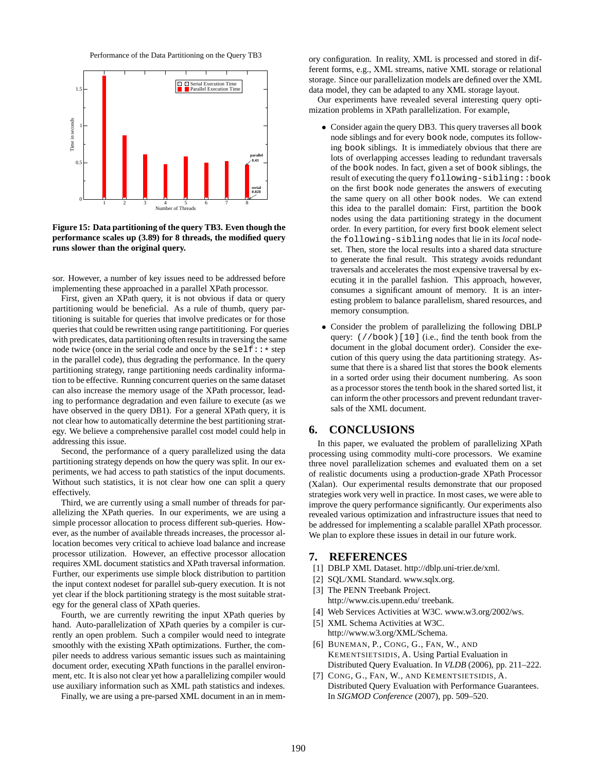Performance of the Data Partitioning on the Query TB3

**Figure 15: Data partitioning of the query TB3. Even though the performance scales up (3.89) for 8 threads, the modified query runs slower than the original query.**

sor. However, a number of key issues need to be addressed before implementing these approached in a parallel XPath processor.

First, given an XPath query, it is not obvious if data or query partitioning would be beneficial. As a rule of thumb, query partitioning is suitable for queries that involve predicates or for those queries that could be rewritten using range partititioning. For queries with predicates, data partitioning often results in traversing the same node twice (once in the serial code and once by the `self::*` step in the parallel code), thus degrading the performance. In the query partitioning strategy, range partitioning needs cardinality information to be effective. Running concurrent queries on the same dataset can also increase the memory usage of the XPath processor, leading to performance degradation and even failure to execute (as we have observed in the query DB1). For a general XPath query, it is not clear how to automatically determine the best partitioning strategy. We believe a comprehensive parallel cost model could help in addressing this issue.

Second, the performance of a query parallelized using the data partitioning strategy depends on how the query was split. In our experiments, we had access to path statistics of the input documents. Without such statistics, it is not clear how one can split a query effectively.

Third, we are currently using a small number of threads for parallelizing the XPath queries. In our experiments, we are using a simple processor allocation to process different sub-queries. However, as the number of available threads increases, the processor allocation becomes very critical to achieve load balance and increase processor utilization. However, an effective processor allocation requires XML document statistics and XPath traversal information. Further, our experiments use simple block distribution to partition the input context nodeset for parallel sub-query execution. It is not yet clear if the block partitioning strategy is the most suitable strategy for the general class of XPath queries.

Fourth, we are currently rewriting the input XPath queries by hand. Auto-parallelization of XPath queries by a compiler is currently an open problem. Such a compiler would need to integrate smoothly with the existing XPath optimizations. Further, the compiler needs to address various semantic issues such as maintaining document order, executing XPath functions in the parallel environment, etc. It is also not clear yet how a parallelizing compiler would use auxiliary information such as XML path statistics and indexes.

Finally, we are using a pre-parsed XML document in an in memory configuration. In reality, XML is processed and stored in different forms, e.g., XML streams, native XML storage or relational storage. Since our parallelization models are defined over the XML data model, they can be adapted to any XML storage layout.

Our experiments have revealed several interesting query optimization problems in XPath parallelization. For example,

- Consider again the query DB3. This query traverses all `book` node siblings and for every `book` node, computes its following `book` siblings. It is immediately obvious that there are lots of overlapping accesses leading to redundant traversals of the `book` nodes. In fact, given a set of `book` siblings, the result of executing the query `following-sibling::book` on the first `book` node generates the answers of executing the same query on all other `book` nodes. We can extend this idea to the parallel domain: First, partition the `book` nodes using the data partitioning strategy in the document order. In every partition, for every first `book` element select the `following-sibling` nodes that lie in its *local* nodeset. Then, store the local results into a shared data structure to generate the final result. This strategy avoids redundant traversals and accelerates the most expensive traversal by executing it in the parallel fashion. This approach, however, consumes a significant amount of memory. It is an interesting problem to balance parallelism, shared resources, and memory consumption.

- Consider the problem of parallelizing the following DBLP query: `(//book)[10]` (i.e., find the tenth book from the document in the global document order). Consider the execution of this query using the data partitioning strategy. Assume that there is a shared list that stores the `book` elements in a sorted order using their document numbering. As soon as a processor stores the tenth book in the shared sorted list, it can inform the other processors and prevent redundant traversals of the XML document.

## 6. CONCLUSIONS

In this paper, we evaluated the problem of parallelizing XPath processing using commodity multi-core processors. We examine three novel parallelization schemes and evaluated them on a set of realistic documents using a production-grade XPath Processor (Xalan). Our experimental results demonstrate that our proposed strategies work very well in practice. In most cases, we were able to improve the query performance significantly. Our experiments also revealed various optimization and infrastructure issues that need to be addressed for implementing a scalable parallel XPath processor. We plan to explore these issues in detail in our future work.

## 7. REFERENCES

[1] DBLP XML Dataset. http://dblp.uni-trier.de/xml.

[2] SQL/XML Standard. www.sqlx.org.

[3] The PENN Treebank Project. http://www.cis.upenn.edu/ treebank.

[4] Web Services Activities at W3C. www.w3.org/2002/ws.

[5] XML Schema Activities at W3C. http://www.w3.org/XML/Schema.

[6] Buneman, P., Cong, G., Fan, W., and Kementsietsidis, A. Using Partial Evaluation in Distributed Query Evaluation. In *VLDB* (2006), pp. 211–222.

[7] Cong, G., Fan, W., and Kementsietsidis, A. Distributed Query Evaluation with Performance Guarantees. In *SIGMOD Conference* (2007), pp. 509–520.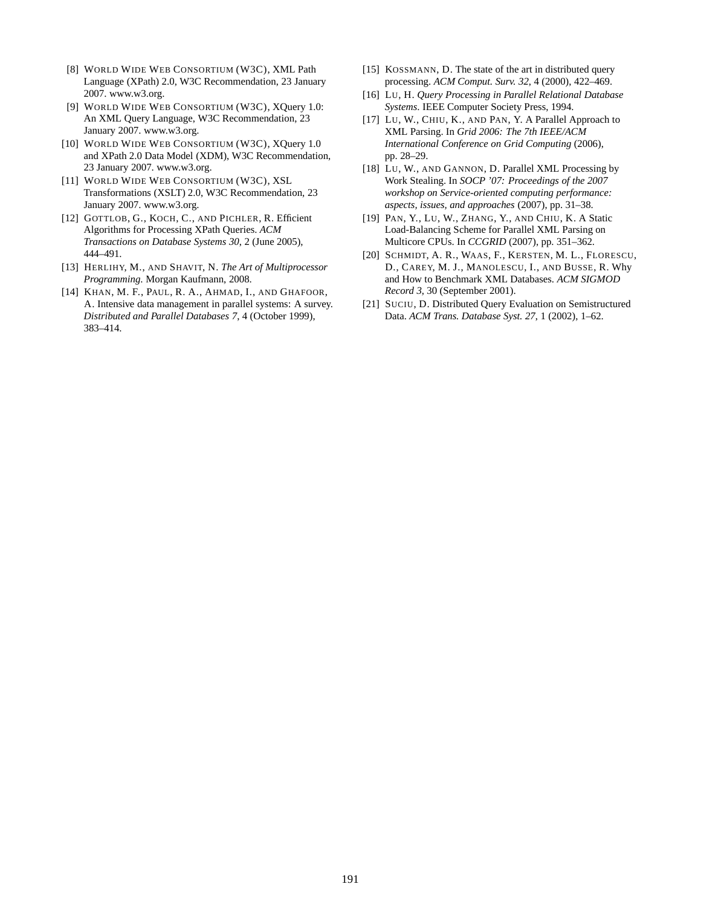[8] World Wide Web Consortium (W3C), XML Path Language (XPath) 2.0, W3C Recommendation, 23 January 2007. www.w3.org.

[9] World Wide Web Consortium (W3C), XQuery 1.0: An XML Query Language, W3C Recommendation, 23 January 2007. www.w3.org.

[10] World Wide Web Consortium (W3C), XQuery 1.0 and XPath 2.0 Data Model (XDM), W3C Recommendation, 23 January 2007. www.w3.org.

[11] World Wide Web Consortium (W3C), XSL Transformations (XSLT) 2.0, W3C Recommendation, 23 January 2007. www.w3.org.

[12] Gottlob, G., Koch, C., and Pichler, R. Efficient Algorithms for Processing XPath Queries. *ACM Transactions on Database Systems 30*, 2 (June 2005), 444–491.

[13] Herlihy, M., and Shavit, N. *The Art of Multiprocessor Programming*. Morgan Kaufmann, 2008.

[14] Khan, M. F., Paul, R. A., Ahmad, I., and Ghafoor, A. Intensive data management in parallel systems: A survey. *Distributed and Parallel Databases 7*, 4 (October 1999), 383–414.

[15] Kossmann, D. The state of the art in distributed query processing. *ACM Comput. Surv. 32*, 4 (2000), 422–469.

[16] Lu, H. *Query Processing in Parallel Relational Database Systems*. IEEE Computer Society Press, 1994.

[17] Lu, W., Chiu, K., and Pan, Y. A Parallel Approach to XML Parsing. In *Grid 2006: The 7th IEEE/ACM International Conference on Grid Computing* (2006), pp. 28–29.

[18] Lu, W., and Gannon, D. Parallel XML Processing by Work Stealing. In *SOCP '07: Proceedings of the 2007 workshop on Service-oriented computing performance: aspects, issues, and approaches* (2007), pp. 31–38.

[19] Pan, Y., Lu, W., Zhang, Y., and Chiu, K. A Static Load-Balancing Scheme for Parallel XML Parsing on Multicore CPUs. In *CCGRID* (2007), pp. 351–362.

[20] Schmidt, A. R., Waas, F., Kersten, M. L., Florescu, D., Carey, M. J., Manolescu, I., and Busse, R. Why and How to Benchmark XML Databases. *ACM SIGMOD Record 3*, 30 (September 2001).

[21] Suciu, D. Distributed Query Evaluation on Semistructured Data. *ACM Trans. Database Syst. 27*, 1 (2002), 1–62.